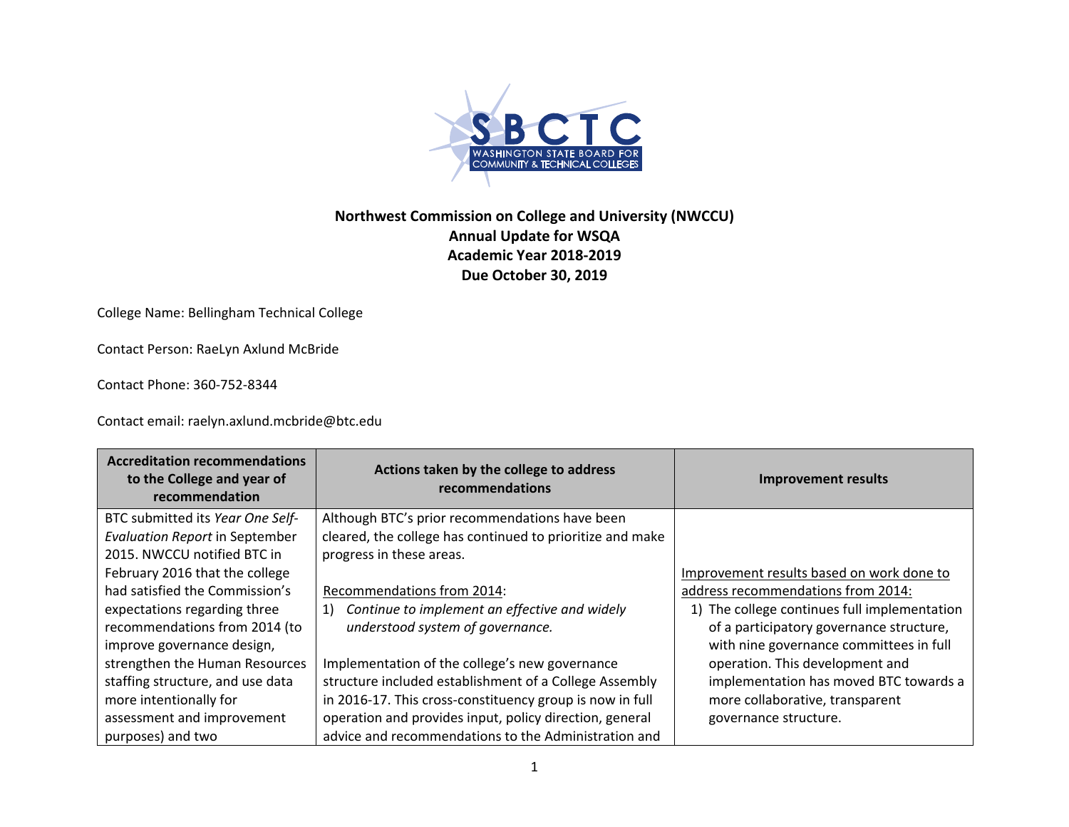**Northwest Commission on College and University (NWCCU)**
**Annual Update for WSQA**
**Academic Year 2018-2019**
**Due October 30, 2019**

College Name: Bellingham Technical College

Contact Person: RaeLyn Axlund McBride

Contact Phone: 360-752-8344

Contact email: raelyn.axlund.mcbride@btc.edu

| Accreditation recommendations to the College and year of recommendation | Actions taken by the college to address recommendations | Improvement results |
|---|---|---|
| BTC submitted its *Year One Self-Evaluation Report* in September 2015. NWCCU notified BTC in February 2016 that the college had satisfied the Commission's expectations regarding three recommendations from 2014 (to improve governance design, strengthen the Human Resources staffing structure, and use data more intentionally for assessment and improvement purposes) and two | Although BTC's prior recommendations have been cleared, the college has continued to prioritize and make progress in these areas.<br><br>Recommendations from 2014:<br>1) *Continue to implement an effective and widely understood system of governance.*<br><br>Implementation of the college's new governance structure included establishment of a College Assembly in 2016-17. This cross-constituency group is now in full operation and provides input, policy direction, general advice and recommendations to the Administration and | Improvement results based on work done to address recommendations from 2014:<br>1) The college continues full implementation of a participatory governance structure, with nine governance committees in full operation. This development and implementation has moved BTC towards a more collaborative, transparent governance structure. |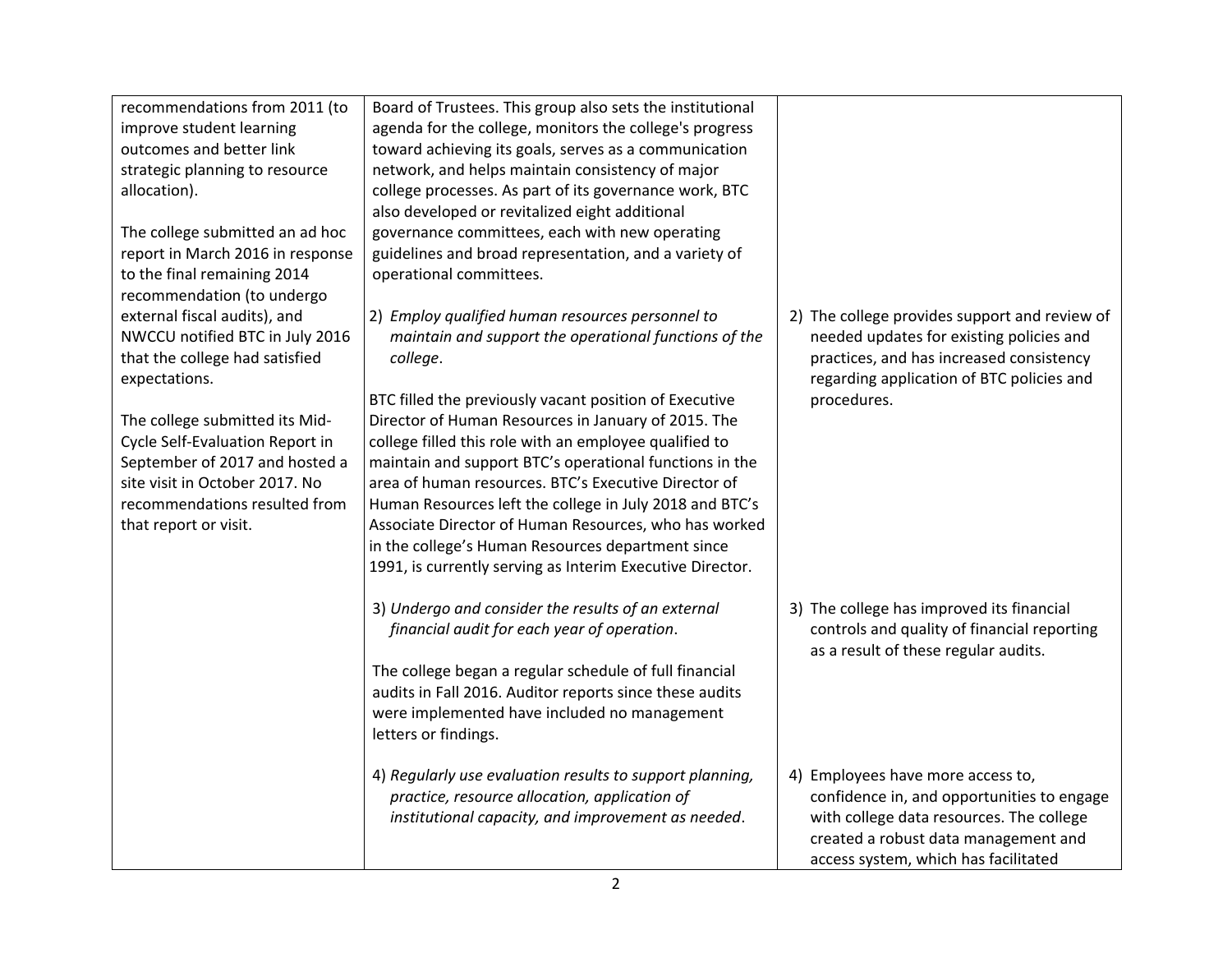| | | |
|---|---|---|
| recommendations from 2011 (to improve student learning outcomes and better link strategic planning to resource allocation).<br><br>The college submitted an ad hoc report in March 2016 in response to the final remaining 2014 recommendation (to undergo external fiscal audits), and NWCCU notified BTC in July 2016 that the college had satisfied expectations.<br><br>The college submitted its Mid-Cycle Self-Evaluation Report in September of 2017 and hosted a site visit in October 2017. No recommendations resulted from that report or visit. | Board of Trustees. This group also sets the institutional agenda for the college, monitors the college's progress toward achieving its goals, serves as a communication network, and helps maintain consistency of major college processes. As part of its governance work, BTC also developed or revitalized eight additional governance committees, each with new operating guidelines and broad representation, and a variety of operational committees. | |
| | 2) *Employ qualified human resources personnel to maintain and support the operational functions of the college*.<br><br>BTC filled the previously vacant position of Executive Director of Human Resources in January of 2015. The college filled this role with an employee qualified to maintain and support BTC's operational functions in the area of human resources. BTC's Executive Director of Human Resources left the college in July 2018 and BTC's Associate Director of Human Resources, who has worked in the college's Human Resources department since 1991, is currently serving as Interim Executive Director. | 2) The college provides support and review of needed updates for existing policies and practices, and has increased consistency regarding application of BTC policies and procedures. |
| | 3) *Undergo and consider the results of an external financial audit for each year of operation*.<br><br>The college began a regular schedule of full financial audits in Fall 2016. Auditor reports since these audits were implemented have included no management letters or findings. | 3) The college has improved its financial controls and quality of financial reporting as a result of these regular audits. |
| | 4) *Regularly use evaluation results to support planning, practice, resource allocation, application of institutional capacity, and improvement as needed*. | 4) Employees have more access to, confidence in, and opportunities to engage with college data resources. The college created a robust data management and access system, which has facilitated |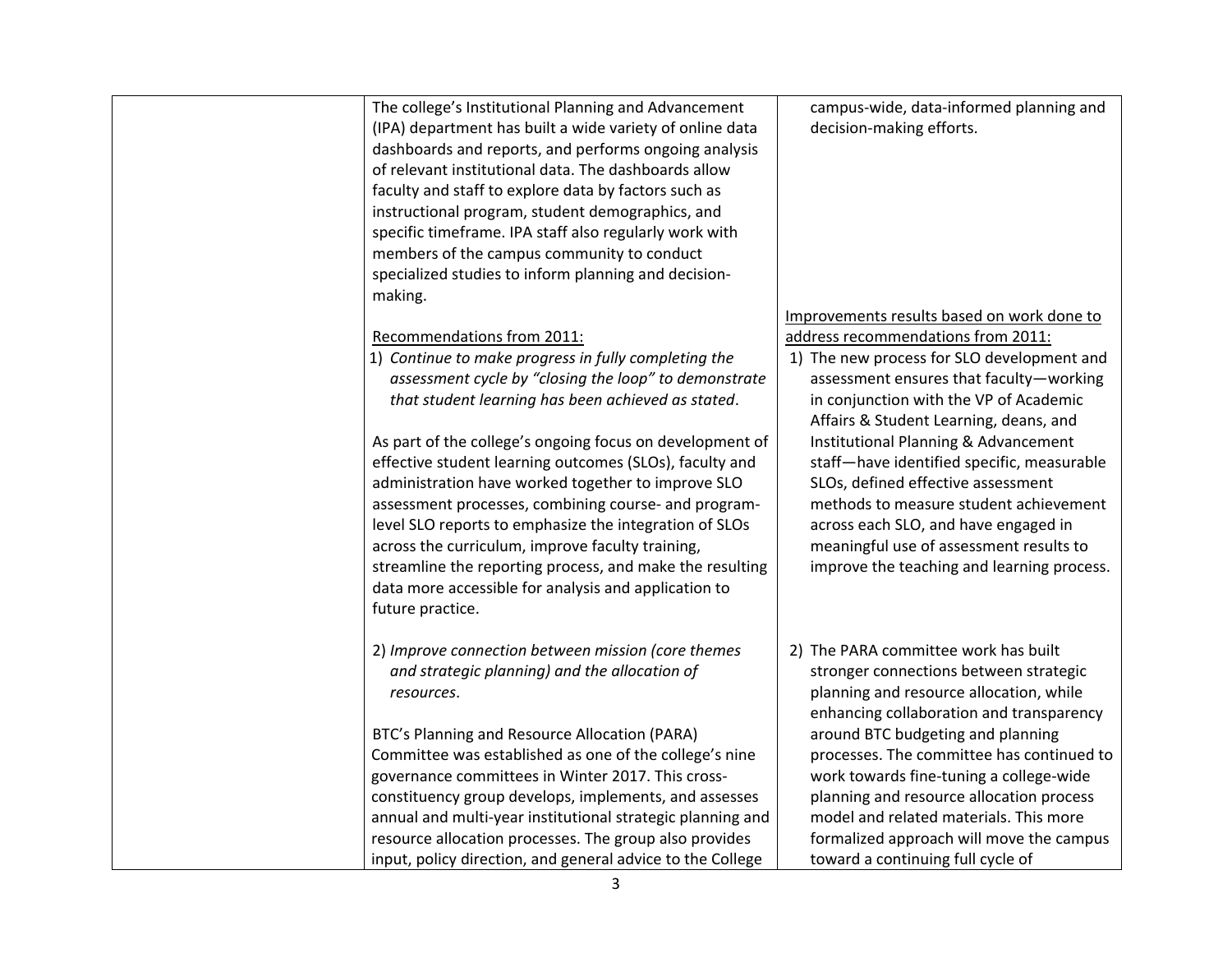| | | |
|---|---|---|
| | The college's Institutional Planning and Advancement (IPA) department has built a wide variety of online data dashboards and reports, and performs ongoing analysis of relevant institutional data. The dashboards allow faculty and staff to explore data by factors such as instructional program, student demographics, and specific timeframe. IPA staff also regularly work with members of the campus community to conduct specialized studies to inform planning and decision-making.<br><br><u>Recommendations from 2011:</u><br>1) *Continue to make progress in fully completing the assessment cycle by "closing the loop" to demonstrate that student learning has been achieved as stated*.<br><br>As part of the college's ongoing focus on development of effective student learning outcomes (SLOs), faculty and administration have worked together to improve SLO assessment processes, combining course- and program-level SLO reports to emphasize the integration of SLOs across the curriculum, improve faculty training, streamline the reporting process, and make the resulting data more accessible for analysis and application to future practice.<br><br>2) *Improve connection between mission (core themes and strategic planning) and the allocation of resources*.<br><br>BTC's Planning and Resource Allocation (PARA) Committee was established as one of the college's nine governance committees in Winter 2017. This cross-constituency group develops, implements, and assesses annual and multi-year institutional strategic planning and resource allocation processes. The group also provides input, policy direction, and general advice to the College | campus-wide, data-informed planning and decision-making efforts.<br><br><u>Improvements results based on work done to address recommendations from 2011:</u><br>1) The new process for SLO development and assessment ensures that faculty—working in conjunction with the VP of Academic Affairs & Student Learning, deans, and Institutional Planning & Advancement staff—have identified specific, measurable SLOs, defined effective assessment methods to measure student achievement across each SLO, and have engaged in meaningful use of assessment results to improve the teaching and learning process.<br><br>2) The PARA committee work has built stronger connections between strategic planning and resource allocation, while enhancing collaboration and transparency around BTC budgeting and planning processes. The committee has continued to work towards fine-tuning a college-wide planning and resource allocation process model and related materials. This more formalized approach will move the campus toward a continuing full cycle of |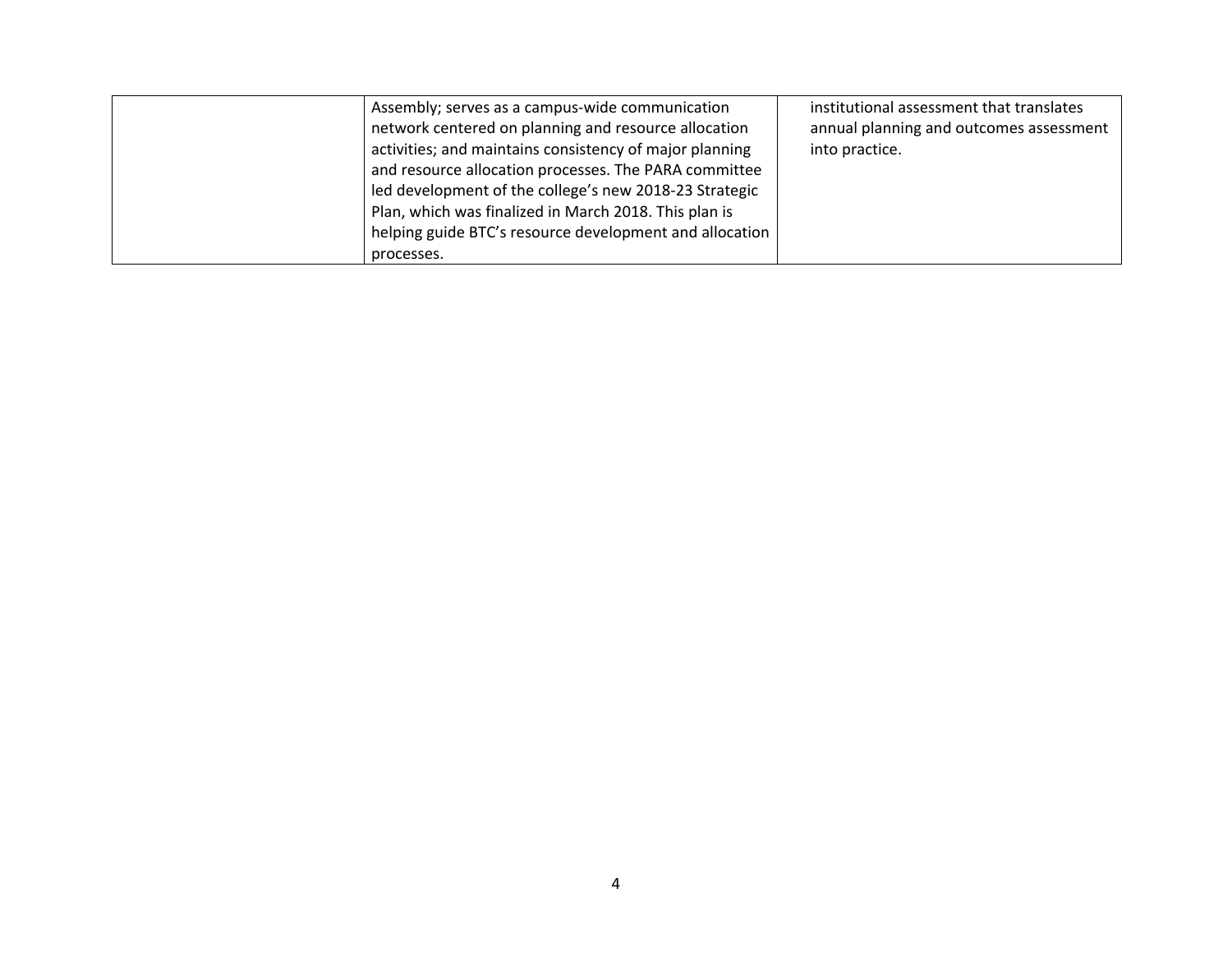| | | |
|---|---|---|
| | Assembly; serves as a campus-wide communication network centered on planning and resource allocation activities; and maintains consistency of major planning and resource allocation processes. The PARA committee led development of the college's new 2018-23 Strategic Plan, which was finalized in March 2018. This plan is helping guide BTC's resource development and allocation processes. | institutional assessment that translates annual planning and outcomes assessment into practice. |